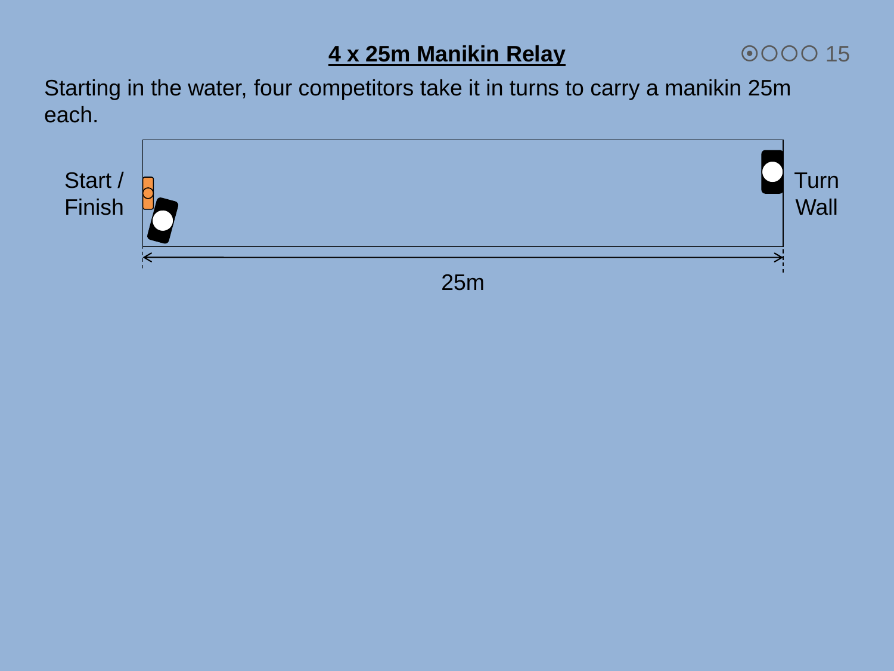# 4 x 25m Manikin Relay

15

Starting in the water, four competitors take it in turns to carry a manikin 25m each.

Start / Finish

Turn Wall

25m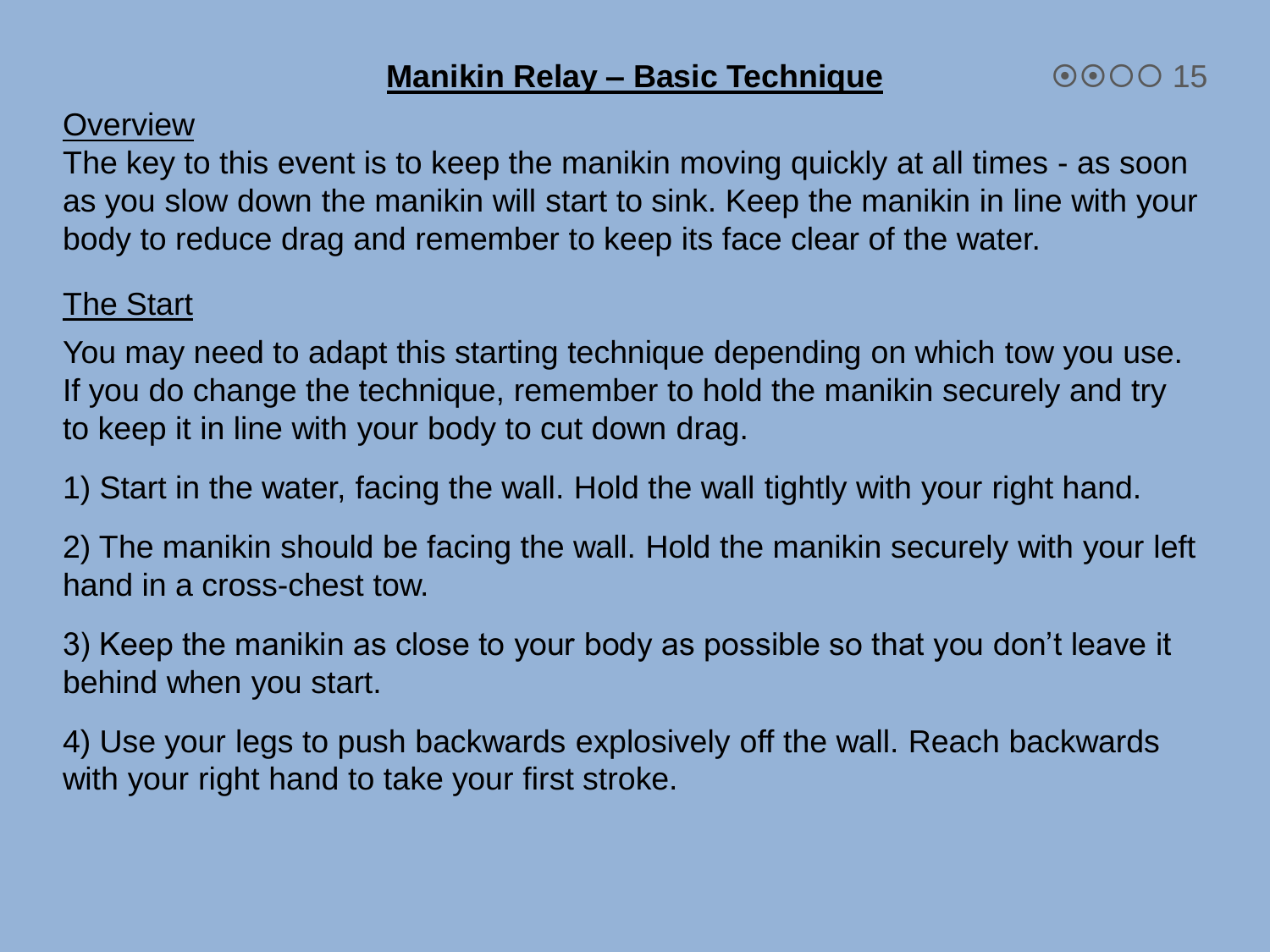# Manikin Relay – Basic Technique

## Overview

The key to this event is to keep the manikin moving quickly at all times - as soon as you slow down the manikin will start to sink. Keep the manikin in line with your body to reduce drag and remember to keep its face clear of the water.

## The Start

You may need to adapt this starting technique depending on which tow you use. If you do change the technique, remember to hold the manikin securely and try to keep it in line with your body to cut down drag.

1) Start in the water, facing the wall. Hold the wall tightly with your right hand.

2) The manikin should be facing the wall. Hold the manikin securely with your left hand in a cross-chest tow.

3) Keep the manikin as close to your body as possible so that you don't leave it behind when you start.

4) Use your legs to push backwards explosively off the wall. Reach backwards with your right hand to take your first stroke.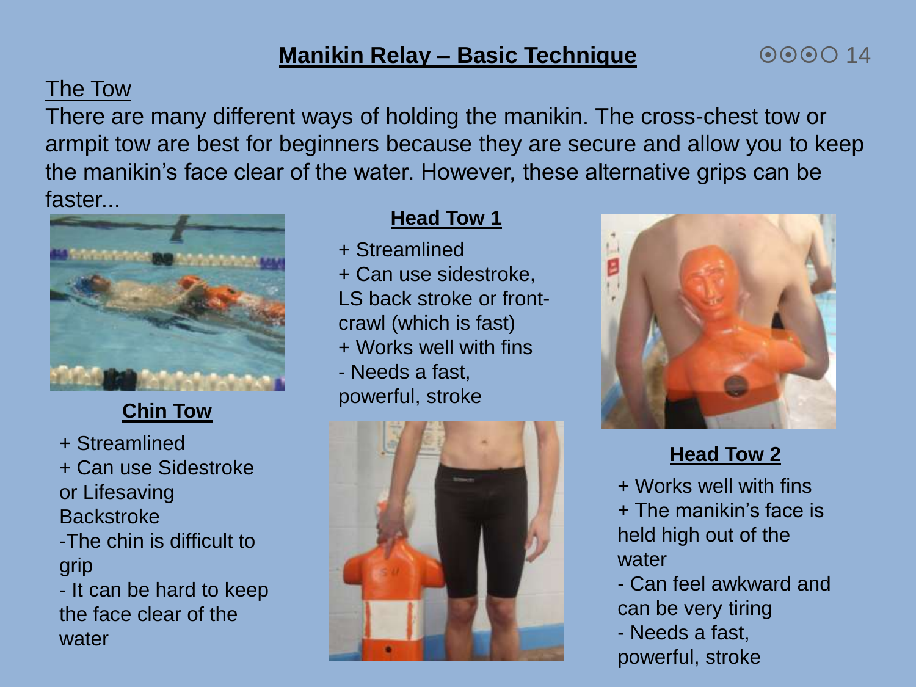# Manikin Relay – Basic Technique

## The Tow

There are many different ways of holding the manikin. The cross-chest tow or armpit tow are best for beginners because they are secure and allow you to keep the manikin's face clear of the water. However, these alternative grips can be faster...

### Chin Tow

+ Streamlined
+ Can use Sidestroke or Lifesaving Backstroke
-The chin is difficult to grip
- It can be hard to keep the face clear of the water

### Head Tow 1

+ Streamlined
+ Can use sidestroke, LS back stroke or front-crawl (which is fast)
+ Works well with fins
- Needs a fast, powerful, stroke

### Head Tow 2

+ Works well with fins
+ The manikin's face is held high out of the water
- Can feel awkward and can be very tiring
- Needs a fast, powerful, stroke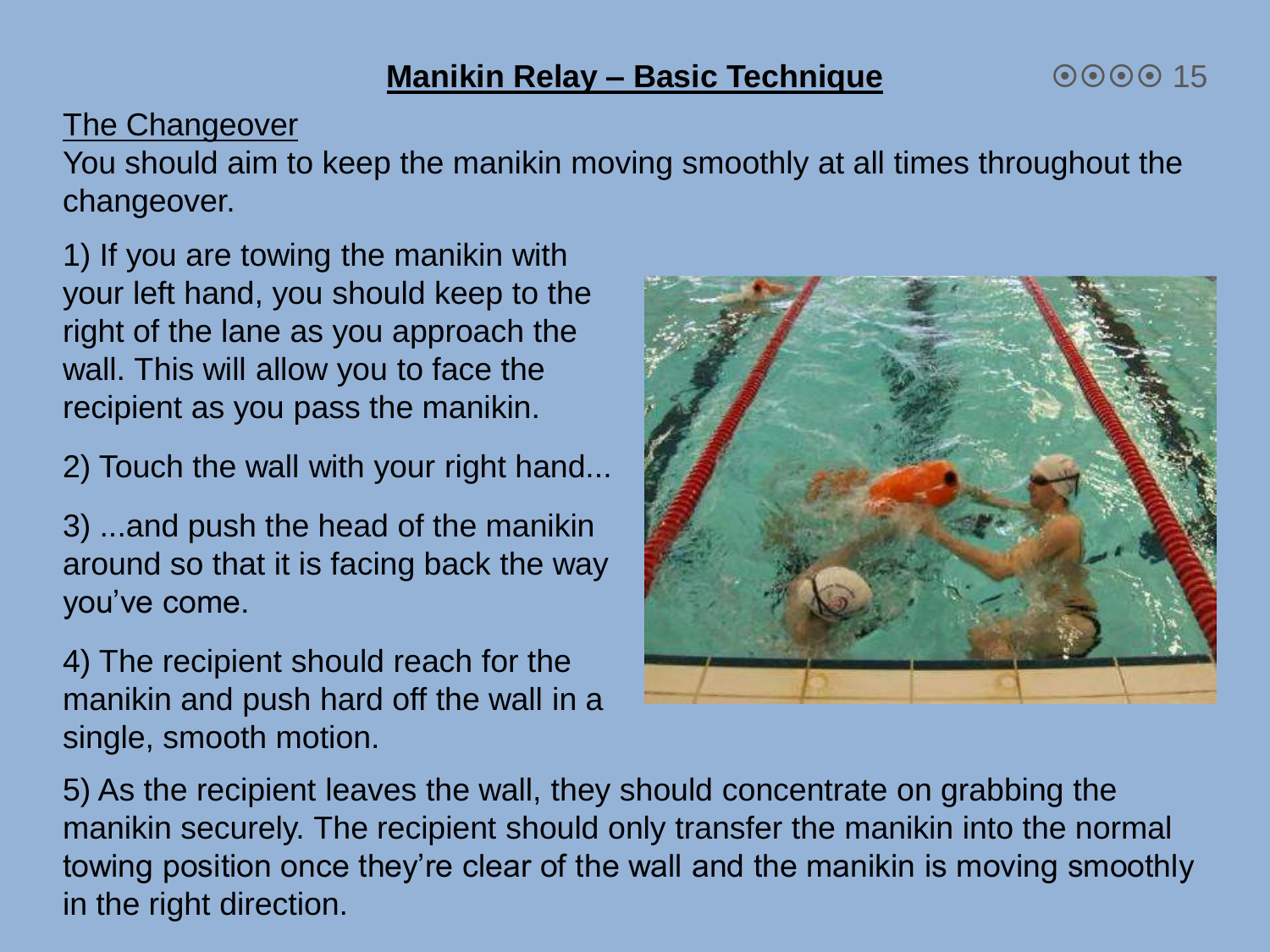# Manikin Relay – Basic Technique

⦿⦿⦿⦿

## The Changeover

You should aim to keep the manikin moving smoothly at all times throughout the changeover.

1) If you are towing the manikin with your left hand, you should keep to the right of the lane as you approach the wall. This will allow you to face the recipient as you pass the manikin.

2) Touch the wall with your right hand...

3) ...and push the head of the manikin around so that it is facing back the way you've come.

4) The recipient should reach for the manikin and push hard off the wall in a single, smooth motion.

5) As the recipient leaves the wall, they should concentrate on grabbing the manikin securely. The recipient should only transfer the manikin into the normal towing position once they're clear of the wall and the manikin is moving smoothly in the right direction.